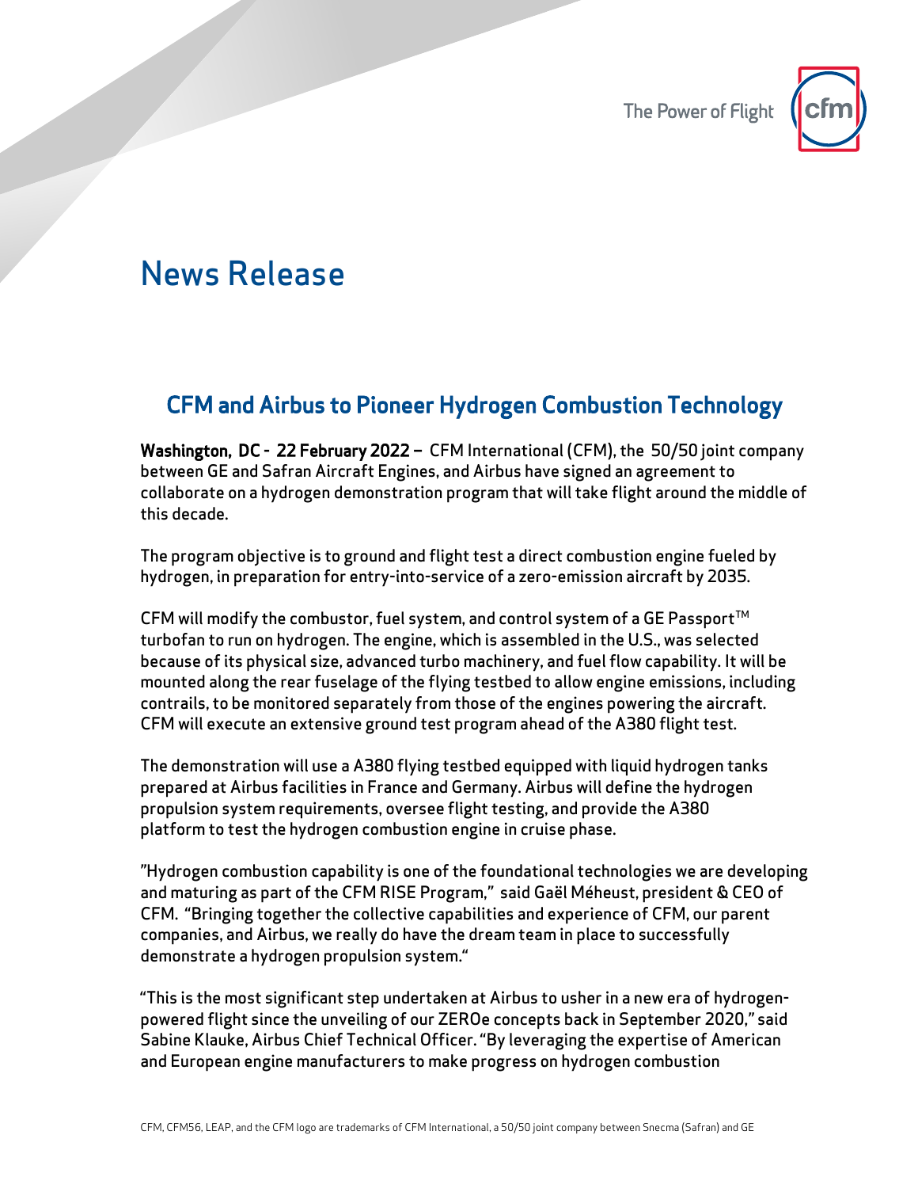# News Release

## CFM and Airbus to Pioneer Hydrogen Combustion Technology

**Washington, DC - 22 February 2022 –** CFM International (CFM), the 50/50 joint company between GE and Safran Aircraft Engines, and Airbus have signed an agreement to collaborate on a hydrogen demonstration program that will take flight around the middle of this decade.

The program objective is to ground and flight test a direct combustion engine fueled by hydrogen, in preparation for entry-into-service of a zero-emission aircraft by 2035.

CFM will modify the combustor, fuel system, and control system of a GE Passport™ turbofan to run on hydrogen. The engine, which is assembled in the U.S., was selected because of its physical size, advanced turbo machinery, and fuel flow capability. It will be mounted along the rear fuselage of the flying testbed to allow engine emissions, including contrails, to be monitored separately from those of the engines powering the aircraft. CFM will execute an extensive ground test program ahead of the A380 flight test.

The demonstration will use a A380 flying testbed equipped with liquid hydrogen tanks prepared at Airbus facilities in France and Germany. Airbus will define the hydrogen propulsion system requirements, oversee flight testing, and provide the A380 platform to test the hydrogen combustion engine in cruise phase.

"Hydrogen combustion capability is one of the foundational technologies we are developing and maturing as part of the CFM RISE Program," said Gaël Méheust, president & CEO of CFM. "Bringing together the collective capabilities and experience of CFM, our parent companies, and Airbus, we really do have the dream team in place to successfully demonstrate a hydrogen propulsion system."

"This is the most significant step undertaken at Airbus to usher in a new era of hydrogen-powered flight since the unveiling of our ZEROe concepts back in September 2020," said Sabine Klauke, Airbus Chief Technical Officer. "By leveraging the expertise of American and European engine manufacturers to make progress on hydrogen combustion

CFM, CFM56, LEAP, and the CFM logo are trademarks of CFM International, a 50/50 joint company between Snecma (Safran) and GE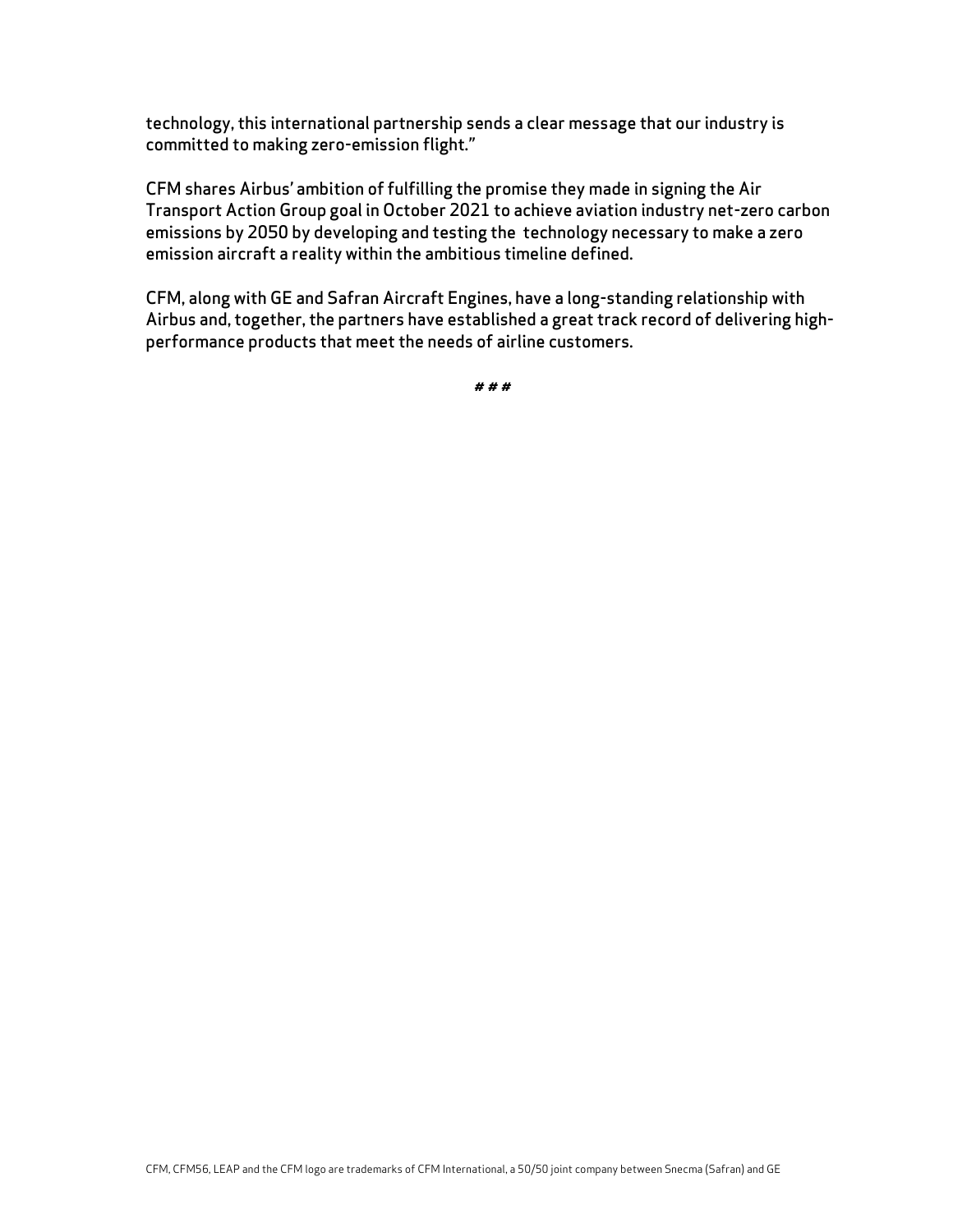technology, this international partnership sends a clear message that our industry is committed to making zero-emission flight."

CFM shares Airbus' ambition of fulfilling the promise they made in signing the Air Transport Action Group goal in October 2021 to achieve aviation industry net-zero carbon emissions by 2050 by developing and testing the technology necessary to make a zero emission aircraft a reality within the ambitious timeline defined.

CFM, along with GE and Safran Aircraft Engines, have a long-standing relationship with Airbus and, together, the partners have established a great track record of delivering high-performance products that meet the needs of airline customers.

# # #

CFM, CFM56, LEAP and the CFM logo are trademarks of CFM International, a 50/50 joint company between Snecma (Safran) and GE